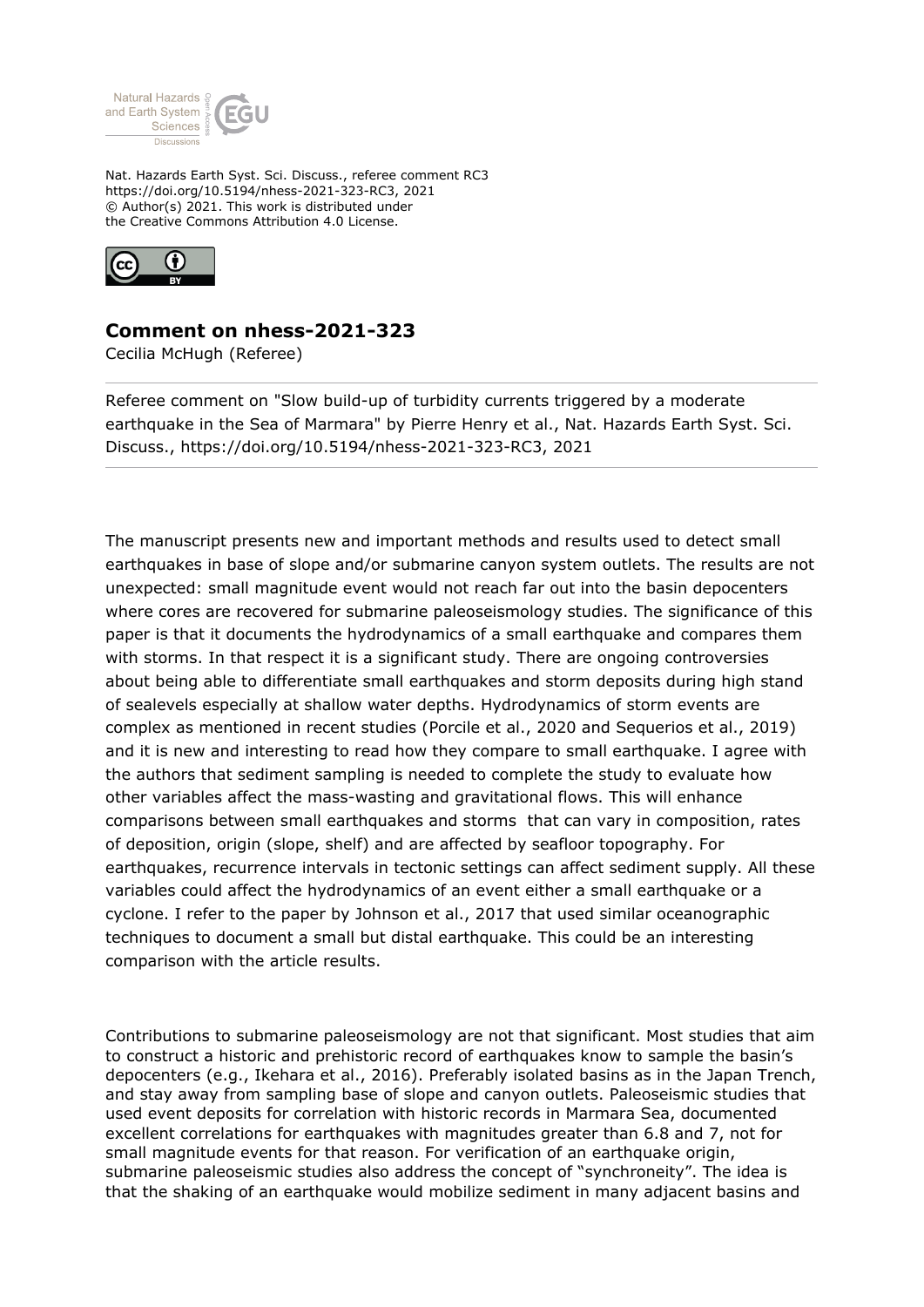Nat. Hazards Earth Syst. Sci. Discuss., referee comment RC3
https://doi.org/10.5194/nhess-2021-323-RC3, 2021
© Author(s) 2021. This work is distributed under
the Creative Commons Attribution 4.0 License.

## Comment on nhess-2021-323

Cecilia McHugh (Referee)

Referee comment on "Slow build-up of turbidity currents triggered by a moderate earthquake in the Sea of Marmara" by Pierre Henry et al., Nat. Hazards Earth Syst. Sci. Discuss., https://doi.org/10.5194/nhess-2021-323-RC3, 2021

The manuscript presents new and important methods and results used to detect small earthquakes in base of slope and/or submarine canyon system outlets. The results are not unexpected: small magnitude event would not reach far out into the basin depocenters where cores are recovered for submarine paleoseismology studies. The significance of this paper is that it documents the hydrodynamics of a small earthquake and compares them with storms. In that respect it is a significant study. There are ongoing controversies about being able to differentiate small earthquakes and storm deposits during high stand of sealevels especially at shallow water depths. Hydrodynamics of storm events are complex as mentioned in recent studies (Porcile et al., 2020 and Sequerios et al., 2019) and it is new and interesting to read how they compare to small earthquake. I agree with the authors that sediment sampling is needed to complete the study to evaluate how other variables affect the mass-wasting and gravitational flows. This will enhance comparisons between small earthquakes and storms that can vary in composition, rates of deposition, origin (slope, shelf) and are affected by seafloor topography. For earthquakes, recurrence intervals in tectonic settings can affect sediment supply. All these variables could affect the hydrodynamics of an event either a small earthquake or a cyclone. I refer to the paper by Johnson et al., 2017 that used similar oceanographic techniques to document a small but distal earthquake. This could be an interesting comparison with the article results.

Contributions to submarine paleoseismology are not that significant. Most studies that aim to construct a historic and prehistoric record of earthquakes know to sample the basin's depocenters (e.g., Ikehara et al., 2016). Preferably isolated basins as in the Japan Trench, and stay away from sampling base of slope and canyon outlets. Paleoseismic studies that used event deposits for correlation with historic records in Marmara Sea, documented excellent correlations for earthquakes with magnitudes greater than 6.8 and 7, not for small magnitude events for that reason. For verification of an earthquake origin, submarine paleoseismic studies also address the concept of "synchroneity". The idea is that the shaking of an earthquake would mobilize sediment in many adjacent basins and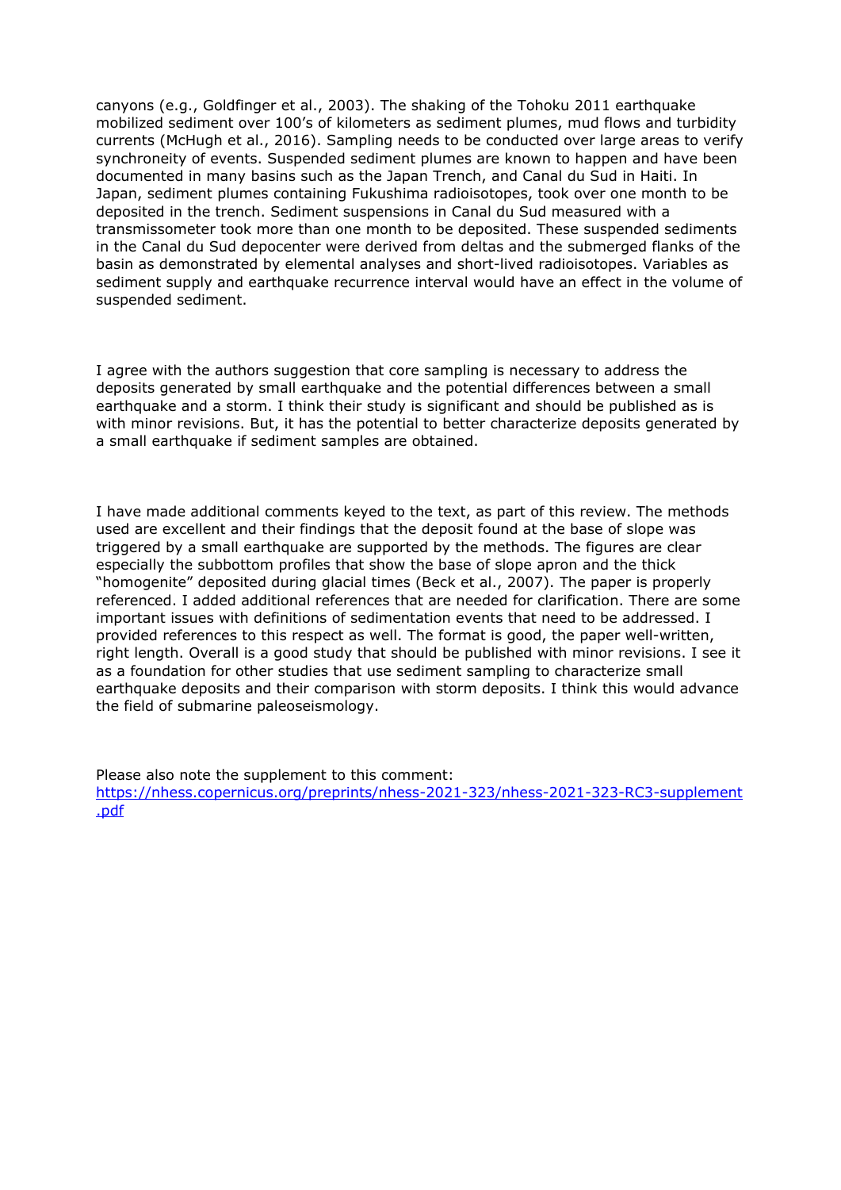canyons (e.g., Goldfinger et al., 2003). The shaking of the Tohoku 2011 earthquake mobilized sediment over 100's of kilometers as sediment plumes, mud flows and turbidity currents (McHugh et al., 2016). Sampling needs to be conducted over large areas to verify synchroneity of events. Suspended sediment plumes are known to happen and have been documented in many basins such as the Japan Trench, and Canal du Sud in Haiti. In Japan, sediment plumes containing Fukushima radioisotopes, took over one month to be deposited in the trench. Sediment suspensions in Canal du Sud measured with a transmissometer took more than one month to be deposited. These suspended sediments in the Canal du Sud depocenter were derived from deltas and the submerged flanks of the basin as demonstrated by elemental analyses and short-lived radioisotopes. Variables as sediment supply and earthquake recurrence interval would have an effect in the volume of suspended sediment.

I agree with the authors suggestion that core sampling is necessary to address the deposits generated by small earthquake and the potential differences between a small earthquake and a storm. I think their study is significant and should be published as is with minor revisions. But, it has the potential to better characterize deposits generated by a small earthquake if sediment samples are obtained.

I have made additional comments keyed to the text, as part of this review. The methods used are excellent and their findings that the deposit found at the base of slope was triggered by a small earthquake are supported by the methods. The figures are clear especially the subbottom profiles that show the base of slope apron and the thick "homogenite" deposited during glacial times (Beck et al., 2007). The paper is properly referenced. I added additional references that are needed for clarification. There are some important issues with definitions of sedimentation events that need to be addressed. I provided references to this respect as well. The format is good, the paper well-written, right length. Overall is a good study that should be published with minor revisions. I see it as a foundation for other studies that use sediment sampling to characterize small earthquake deposits and their comparison with storm deposits. I think this would advance the field of submarine paleoseismology.

Please also note the supplement to this comment:
https://nhess.copernicus.org/preprints/nhess-2021-323/nhess-2021-323-RC3-supplement.pdf